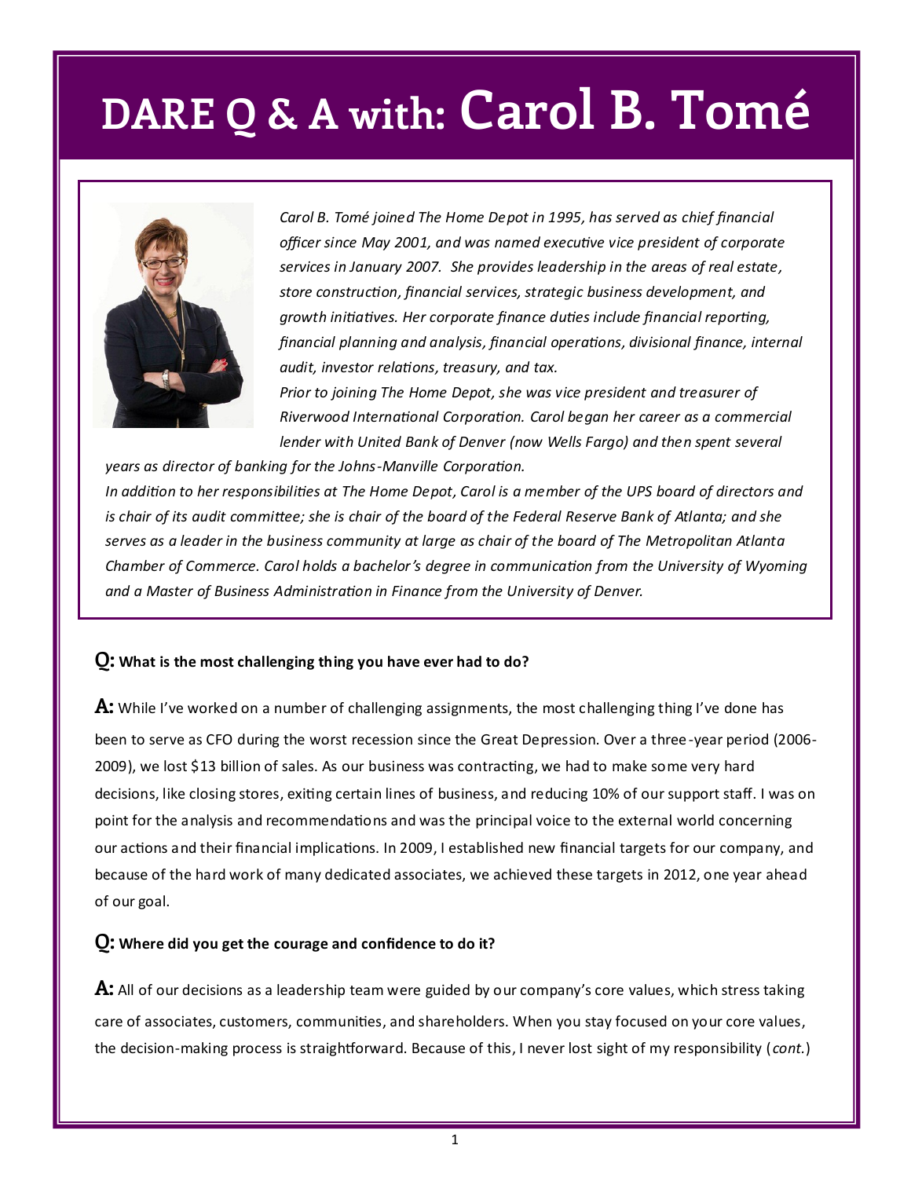# DARE Q & A with: Carol B. Tomé

*Carol B. Tomé joined The Home Depot in 1995, has served as chief financial officer since May 2001, and was named executive vice president of corporate services in January 2007. She provides leadership in the areas of real estate, store construction, financial services, strategic business development, and growth initiatives. Her corporate finance duties include financial reporting, financial planning and analysis, financial operations, divisional finance, internal audit, investor relations, treasury, and tax.*

*Prior to joining The Home Depot, she was vice president and treasurer of Riverwood International Corporation. Carol began her career as a commercial lender with United Bank of Denver (now Wells Fargo) and then spent several years as director of banking for the Johns-Manville Corporation.*

*In addition to her responsibilities at The Home Depot, Carol is a member of the UPS board of directors and is chair of its audit committee; she is chair of the board of the Federal Reserve Bank of Atlanta; and she serves as a leader in the business community at large as chair of the board of The Metropolitan Atlanta Chamber of Commerce. Carol holds a bachelor's degree in communication from the University of Wyoming and a Master of Business Administration in Finance from the University of Denver.*

**Q: What is the most challenging thing you have ever had to do?**

**A:** While I've worked on a number of challenging assignments, the most challenging thing I've done has been to serve as CFO during the worst recession since the Great Depression. Over a three-year period (2006-2009), we lost $13 billion of sales. As our business was contracting, we had to make some very hard decisions, like closing stores, exiting certain lines of business, and reducing 10% of our support staff. I was on point for the analysis and recommendations and was the principal voice to the external world concerning our actions and their financial implications. In 2009, I established new financial targets for our company, and because of the hard work of many dedicated associates, we achieved these targets in 2012, one year ahead of our goal.

**Q: Where did you get the courage and confidence to do it?**

**A:** All of our decisions as a leadership team were guided by our company's core values, which stress taking care of associates, customers, communities, and shareholders. When you stay focused on your core values, the decision-making process is straightforward. Because of this, I never lost sight of my responsibility (*cont.*)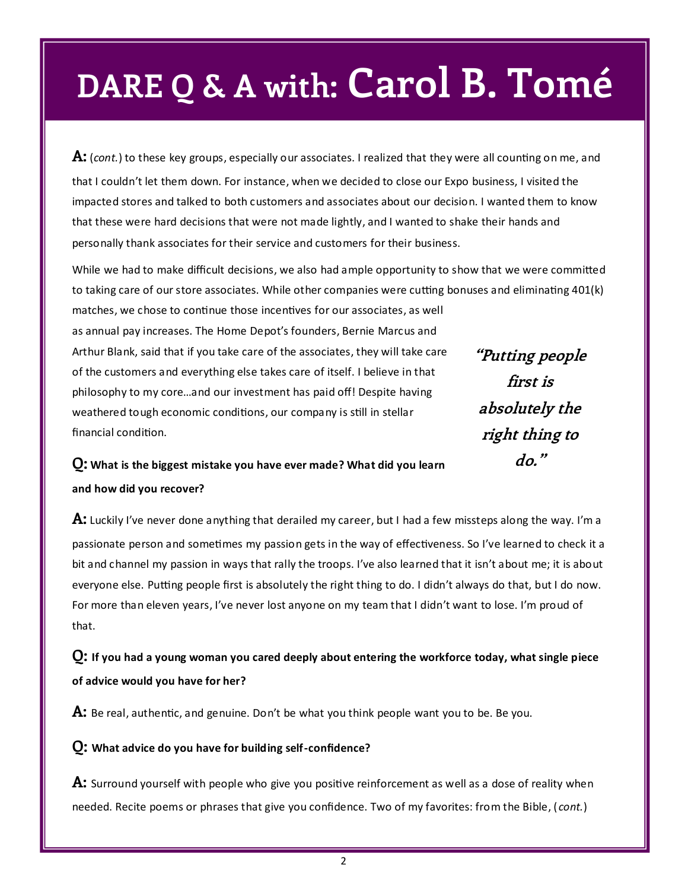# DARE Q & A with: Carol B. Tomé

**A:** (*cont.*) to these key groups, especially our associates. I realized that they were all counting on me, and that I couldn't let them down. For instance, when we decided to close our Expo business, I visited the impacted stores and talked to both customers and associates about our decision. I wanted them to know that these were hard decisions that were not made lightly, and I wanted to shake their hands and personally thank associates for their service and customers for their business.

While we had to make difficult decisions, we also had ample opportunity to show that we were committed to taking care of our store associates. While other companies were cutting bonuses and eliminating 401(k) matches, we chose to continue those incentives for our associates, as well as annual pay increases. The Home Depot's founders, Bernie Marcus and Arthur Blank, said that if you take care of the associates, they will take care of the customers and everything else takes care of itself. I believe in that philosophy to my core…and our investment has paid off! Despite having weathered tough economic conditions, our company is still in stellar financial condition.

> ***"Putting people first is absolutely the right thing to do."***

**Q: What is the biggest mistake you have ever made? What did you learn and how did you recover?**

**A:** Luckily I've never done anything that derailed my career, but I had a few missteps along the way. I'm a passionate person and sometimes my passion gets in the way of effectiveness. So I've learned to check it a bit and channel my passion in ways that rally the troops. I've also learned that it isn't about me; it is about everyone else. Putting people first is absolutely the right thing to do. I didn't always do that, but I do now. For more than eleven years, I've never lost anyone on my team that I didn't want to lose. I'm proud of that.

**Q: If you had a young woman you cared deeply about entering the workforce today, what single piece of advice would you have for her?**

**A:** Be real, authentic, and genuine. Don't be what you think people want you to be. Be you.

**Q: What advice do you have for building self-confidence?**

**A:** Surround yourself with people who give you positive reinforcement as well as a dose of reality when needed. Recite poems or phrases that give you confidence. Two of my favorites: from the Bible, (*cont.*)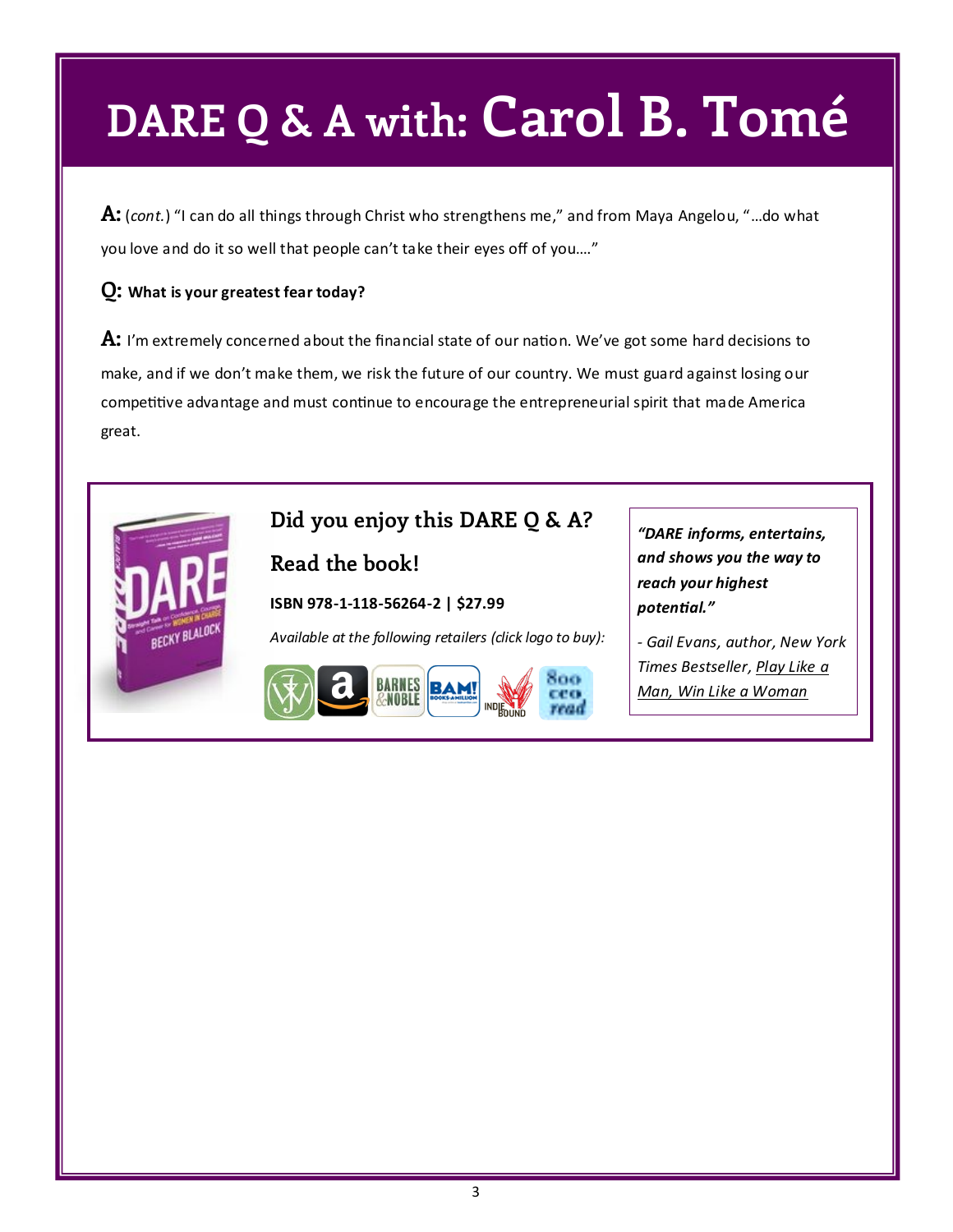# DARE Q & A with: Carol B. Tomé

**A:** (*cont.*) "I can do all things through Christ who strengthens me," and from Maya Angelou, "…do what you love and do it so well that people can't take their eyes off of you…."

**Q: What is your greatest fear today?**

**A:** I'm extremely concerned about the financial state of our nation. We've got some hard decisions to make, and if we don't make them, we risk the future of our country. We must guard against losing our competitive advantage and must continue to encourage the entrepreneurial spirit that made America great.

## Did you enjoy this DARE Q & A?

## Read the book!

**ISBN 978-1-118-56264-2 | $27.99**

*Available at the following retailers (click logo to buy):*

***"DARE informs, entertains, and shows you the way to reach your highest potential."***

*- Gail Evans, author, New York Times Bestseller, Play Like a Man, Win Like a Woman*